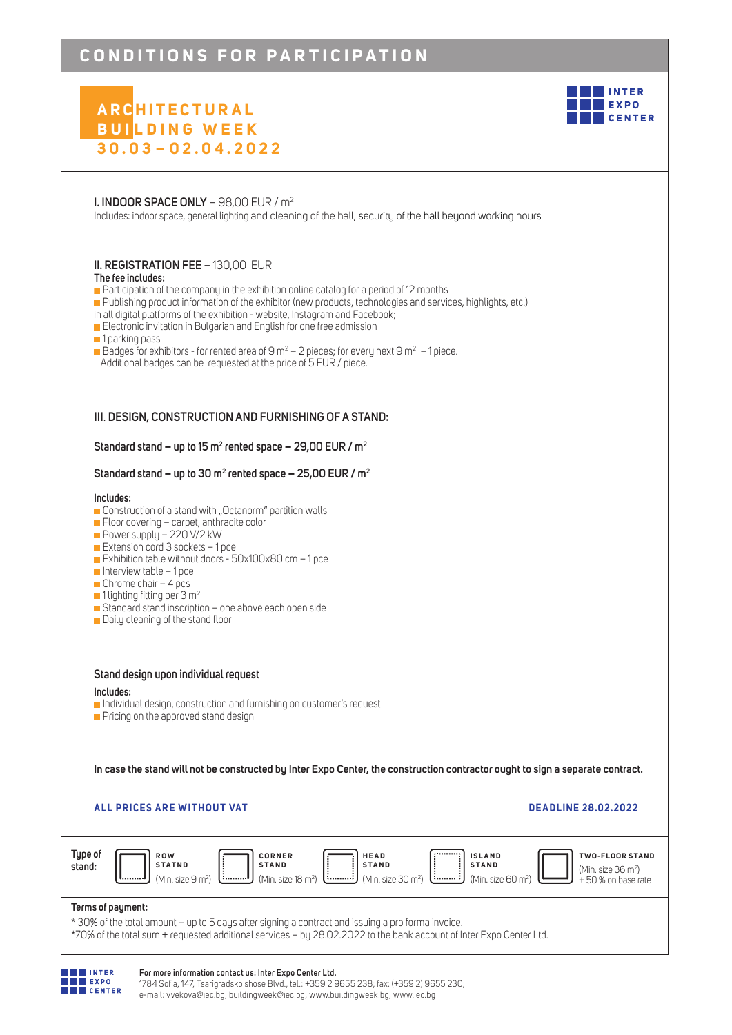# CONDITIONS FOR PARTICIPATION

## ARCHITECTURAL BUILDING WEEK
## 30.03 – 02.04.2022

INTER EXPO CENTER

**I. INDOOR SPACE ONLY** – 98,00 EUR / m$^2$

Includes: indoor space, general lighting and cleaning of the hall, security of the hall beyond working hours

**II. REGISTRATION FEE** – 130,00 EUR

**The fee includes:**

- Participation of the company in the exhibition online catalog for a period of 12 months
- Publishing product information of the exhibitor (new products, technologies and services, highlights, etc.) in all digital platforms of the exhibition - website, Instagram and Facebook;
- Electronic invitation in Bulgarian and English for one free admission
- 1 parking pass
- Badges for exhibitors - for rented area of 9 m$^2$ – 2 pieces; for every next 9 m$^2$ – 1 piece. Additional badges can be requested at the price of 5 EUR / piece.

**III. DESIGN, CONSTRUCTION AND FURNISHING OF A STAND:**

**Standard stand – up to 15 m$^2$ rented space – 29,00 EUR / m$^2$**

**Standard stand – up to 30 m$^2$ rented space – 25,00 EUR / m$^2$**

**Includes:**

- Construction of a stand with „Octanorm" partition walls
- Floor covering – carpet, anthracite color
- Power supply – 220 V/2 kW
- Extension cord 3 sockets – 1 pce
- Exhibition table without doors - 50x100x80 cm – 1 pce
- Interview table – 1 pce
- Chrome chair – 4 pcs
- 1 lighting fitting per 3 m$^2$
- Standard stand inscription – one above each open side
- Daily cleaning of the stand floor

**Stand design upon individual request**

**Includes:**

- Individual design, construction and furnishing on customer's request
- Pricing on the approved stand design

**In case the stand will not be constructed by Inter Expo Center, the construction contractor ought to sign a separate contract.**

**ALL PRICES ARE WITHOUT VAT**

**DEADLINE 28.02.2022**

**Type of stand:**

- **ROW STATND** (Min. size 9 m$^2$)
- **CORNER STAND** (Min. size 18 m$^2$)
- **HEAD STAND** (Min. size 30 m$^2$)
- **ISLAND STAND** (Min. size 60 m$^2$)
- **TWO-FLOOR STAND** (Min. size 36 m$^2$) + 50 % on base rate

**Terms of payment:**

\* 30% of the total amount – up to 5 days after signing a contract and issuing a pro forma invoice.

\*70% of the total sum + requested additional services – by 28.02.2022 to the bank account of Inter Expo Center Ltd.

**For more information contact us: Inter Expo Center Ltd.**

1784 Sofia, 147, Tsarigradsko shose Blvd., tel.: +359 2 9655 238; fax: (+359 2) 9655 230; e-mail: vvekova@iec.bg; buildingweek@iec.bg; www.buildingweek.bg; www.iec.bg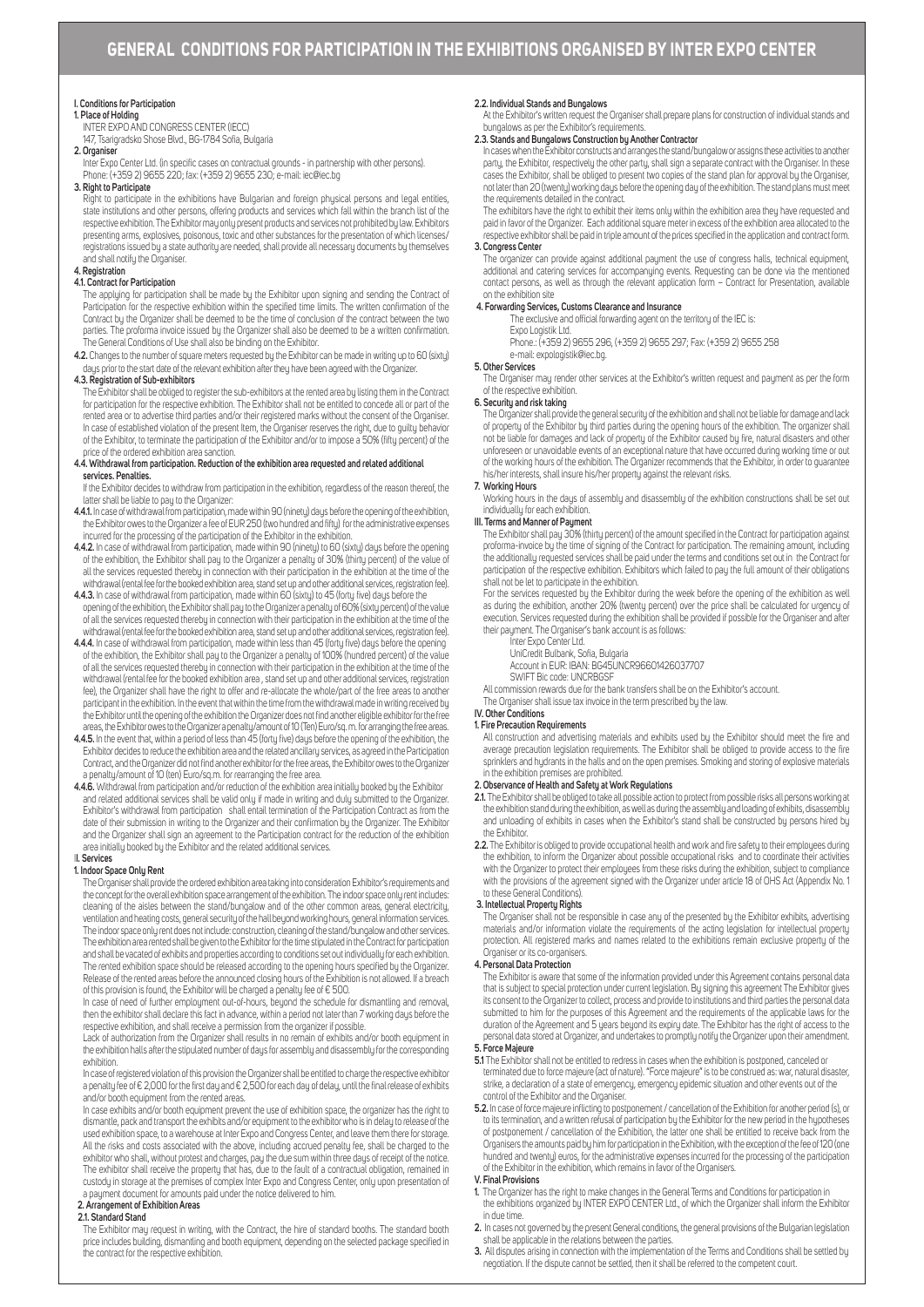# GENERAL CONDITIONS FOR PARTICIPATION IN THE EXHIBITIONS ORGANISED BY INTER EXPO CENTER

## I. Conditions for Participation

### 1. Place of Holding

INTER EXPO AND CONGRESS CENTER (IECC)
147, Tsarigradsko Shose Blvd., BG-1784 Sofia, Bulgaria

### 2. Organiser

Inter Expo Center Ltd. (in specific cases on contractual grounds - in partnership with other persons).
Phone: (+359 2) 9655 220; fax: (+359 2) 9655 230; e-mail: iec@iec.bg

### 3. Right to Participate

Right to participate in the exhibitions have Bulgarian and foreign physical persons and legal entities, state institutions and other persons, offering products and services which fall within the branch list of the respective exhibition. The Exhibitor may only present products and services not prohibited by law. Exhibitors presenting arms, explosives, poisonous, toxic and other substances for the presentation of which licenses/registrations issued by a state authority are needed, shall provide all necessary documents by themselves and shall notify the Organiser.

### 4. Registration

**4.1. Contract for Participation**

The applying for participation shall be made by the Exhibitor upon signing and sending the Contract of Participation for the respective exhibition within the specified time limits. The written confirmation of the Contract by the Organiser shall be deemed to be the time of conclusion of the contract between the two parties. The proforma invoice issued by the Organiser shall also be deemed to be a written confirmation. The General Conditions of Use shall be binding on the Exhibitor.

**4.2.** Changes to the number of square meters requested by the Exhibitor can be made in writing up to 60 (sixty) days prior to the start date of the relevant exhibition after they have been agreed with the Organizer.

**4.3. Registration of Sub-exhibitors**

The Exhibitor shall be obliged to register the sub-exhibitors at the rented area by listing them in the Contract for participation for the respective exhibition. The Exhibitor shall not be entitled to concede all or part of the rented area or to advertise third parties and/or their registered marks without the consent of the Organiser. In case of established violation of the present Item, the Organiser reserves the right, due to guilty behavior of the Exhibitor, to terminate the participation of the Exhibitor and/or to impose a 50% (fifty percent) of the price of the ordered exhibition area sanction.

**4.4. Withdrawal from participation. Reduction of the exhibition area requested and related additional services. Penalties.**

If the Exhibitor decides to withdraw from participation in the exhibition, regardless of the reason thereof, the latter shall be liable to pay to the Organizer:

**4.4.1.** In case of withdrawal from participation, made within 90 (ninety) days before the opening of the exhibition, the Exhibitor owes to the Organizer a fee of EUR 250 (two hundred and fifty) for the administrative expenses incurred for the processing of the participation of the Exhibitor in the exhibition.

**4.4.2.** In case of withdrawal from participation, made within 90 (ninety) to 60 (sixty) days before the opening of the exhibition, the Exhibitor shall pay to the Organizer a penalty of 30% (thirty percent) of the value of all the services requested thereby in connection with their participation in the exhibition at the time of the withdrawal (rental fee for the booked exhibition area, stand set up and other additional services, registration fee).

**4.4.3.** In case of withdrawal from participation, made within 60 (sixty) to 45 (forty five) days before the opening of the exhibition, the Exhibitor shall pay to the Organizer a penalty of 60% (sixty percent) of the value of all the services requested thereby in connection with their participation in the exhibition at the time of the withdrawal (rental fee for the booked exhibition area, stand set up and other additional services, registration fee).

**4.4.4.** In case of withdrawal from participation, made within less than 45 (forty five) days before the opening of the exhibition, the Exhibitor shall pay to the Organizer a penalty of 100% (hundred percent) of the value of all the services requested thereby in connection with their participation in the exhibition at the time of the withdrawal (rental fee for the booked exhibition area , stand set up and other additional services, registration fee), the Organizer shall have the right to offer and re-allocate the whole/part of the free areas to another participant in the exhibition. In the event that within the time from the withdrawal made in writing received by the Exhibitor until the opening of the exhibition the Organizer does not find another eligible exhibitor for the free areas, the Exhibitor owes to the Organizer a penalty/amount of 10 (Ten) Euro/sq. m. for arranging the free areas.

**4.4.5.** In the event that, within a period of less than 45 (forty five) days before the opening of the exhibition, the Exhibitor decides to reduce the exhibition area and the related ancillary services, as agreed in the Participation Contract, and the Organizer did not find another exhibitor for the free areas, the Exhibitor owes to the Organizer a penalty/amount of 10 (ten) Euro/sq.m. for rearranging the free area.

**4.4.6.** Withdrawal from participation and/or reduction of the exhibition area initially booked by the Exhibitor and related additional services shall be valid only if made in writing and duly submitted to the Organizer. Exhibitor's withdrawal from participation shall entail termination of the Participation Contract as from the date of their submission in writing to the Organizer and their confirmation by the Organizer. The Exhibitor and the Organizer shall sign an agreement to the Participation contract for the reduction of the exhibition area initially booked by the Exhibitor and the related additional services.

## II. Services

### 1. Indoor Space Only Rent

The Organiser shall provide the ordered exhibition area taking into consideration Exhibitor's requirements and the concept for the overall exhibition space arrangement of the exhibition. The indoor space only rent includes: cleaning of the aisles between the stand/bungalow and of the other common areas, general electricity, ventilation and heating costs, general security of the hall beyond working hours, general information services. The indoor space only rent does not include: construction, cleaning of the stand/bungalow and other services. The exhibition area rented shall be given to the Exhibitor for the time stipulated in the Contract for participation and shall be vacated of exhibits and properties according to conditions set out individually for each exhibition. The rented exhibition space should be released according to the opening hours specified by the Organizer. Release of the rented areas before the announced closing hours of the Exhibition is not allowed. If a breach of this provision is found, the Exhibitor will be charged a penalty fee of € 500.

In case of need of further employment out-of-hours, beyond the schedule for dismantling and removal, then the exhibitor shall declare this fact in advance, within a period not later than 7 working days before the respective exhibition, and shall receive a permission from the organizer if possible.

Lack of authorization from the Organizer shall results in no remain of exhibits and/or booth equipment in the exhibition halls after the stipulated number of days for assembly and disassembly for the corresponding exhibition.

In case of registered violation of this provision the Organizer shall be entitled to charge the respective exhibitor a penalty fee of € 2,000 for the first day and € 2,500 for each day of delay, until the final release of exhibits and/or booth equipment from the rented areas.

In case exhibits and/or booth equipment prevent the use of exhibition space, the organizer has the right to dismantle, pack and transport the exhibits and/or equipment to the exhibitor who is in delay to release of the used exhibition space, to a warehouse at Inter Expo and Congress Center, and leave them there for storage. All the risks and costs associated with the above, including accrued penalty fee, shall be charged to the exhibitor who shall, without protest and charges, pay the due sum within three days of receipt of the notice. The exhibitor shall receive the property that has, due to the fault of a contractual obligation, remained in custody in storage at the premises of complex Inter Expo and Congress Center, only upon presentation of a payment document for amounts paid under the notice delivered to him.

### 2. Arrangement of Exhibition Areas

**2.1. Standard Stand**

The Exhibitor may request in writing, with the Contract, the hire of standard booths. The standard booth price includes building, dismantling and booth equipment, depending on the selected package specified in the contract for the respective exhibition.

**2.2. Individual Stands and Bungalows**

At the Exhibitor's written request the Organiser shall prepare plans for construction of individual stands and bungalows as per the Exhibitor's requirements.

**2.3. Stands and Bungalows Construction by Another Contractor**

In cases when the Exhibitor constructs and arranges the stand/bungalow or assigns these activities to another party, the Exhibitor, respectively the other party, shall sign a separate contract with the Organiser. In these cases the Exhibitor, shall be obliged to present two copies of the stand plan for approval by the Organiser, not later than 20 (twenty) working days before the opening day of the exhibition. The stand plans must meet the requirements detailed in the contract.

The exhibitors have the right to exhibit their items only within the exhibition area they have requested and paid in favor of the Organizer. Each additional square meter in excess of the exhibition area allocated to the respective exhibitor shall be paid in triple amount of the prices specified in the application and contract form.

### 3. Congress Center

The organizer can provide against additional payment the use of congress halls, technical equipment, additional and catering services for accompanying events. Requesting can be done via the mentioned contact persons, as well as through the relevant application form – Contract for Presentation, available on the exhibition site

### 4. Forwarding Services, Customs Clearance and Insurance

The exclusive and official forwarding agent on the territory of the IEC is:
Expo Logistik Ltd.
Phone.: (+359 2) 9655 296, (+359 2) 9655 297; Fax: (+359 2) 9655 258
e-mail: expologistik@iec.bg.

### 5. Other Services

The Organiser may render other services at the Exhibitor's written request and payment as per the form of the respective exhibition.

### 6. Security and risk taking

The Organizer shall provide the general security of the exhibition and shall not be liable for damage and lack of property of the Exhibitor by third parties during the opening hours of the exhibition. The organizer shall not be liable for damages and lack of property of the Exhibitor caused by fire, natural disasters and other unforeseen or unavoidable events of an exceptional nature that have occurred during working time or out of the working hours of the exhibition. The Organizer recommends that the Exhibitor, in order to guarantee his/her interests, shall insure his/her property against the relevant risks.

### 7. Working Hours

Working hours in the days of assembly and disassembly of the exhibition constructions shall be set out individually for each exhibition.

## III. Terms and Manner of Payment

The Exhibitor shall pay 30% (thirty percent) of the amount specified in the Contract for participation against proforma-invoice by the time of signing of the Contract for participation. The remaining amount, including the additionally requested services shall be paid under the terms and conditions set out in the Contract for participation of the respective exhibition. Exhibitors which failed to pay the full amount of their obligations shall not be let to participate in the exhibition.

For the services requested by the Exhibitor during the week before the opening of the exhibition as well as during the exhibition, another 20% (twenty percent) over the price shall be calculated for urgency of execution. Services requested during the exhibition shall be provided if possible for the Organiser and after their payment. The Organiser's bank account is as follows:

Inter Expo Center Ltd.
UniCredit Bulbank, Sofia, Bulgaria
Account in EUR: IBAN: BG45UNCR96601426037707
SWIFT Bic code: UNCRBGSF

All commission rewards due for the bank transfers shall be on the Exhibitor's account.

The Organiser shall issue tax invoice in the term prescribed by the law.

## IV. Other Conditions

### 1. Fire Precaution Requirements

All construction and advertising materials and exhibits used by the Exhibitor should meet the fire and average precaution legislation requirements. The Exhibitor shall be obliged to provide access to the fire sprinklers and hydrants in the halls and on the open premises. Smoking and storing of explosive materials in the exhibition premises are prohibited.

### 2. Observance of Health and Safety at Work Regulations

**2.1.** The Exhibitor shall be obliged to take all possible action to protect from possible risks all persons working at the exhibition stand during the exhibition, as well as during the assembly and loading of exhibits, disassembly and unloading of exhibits in cases when the Exhibitor's stand shall be constructed by persons hired by the Exhibitor.

**2.2.** The Exhibitor is obliged to provide occupational health and work and fire safety to their employees during the exhibition, to inform the Organizer about possible occupational risks and to coordinate their activities with the Organizer to protect their employees from these risks during the exhibition, subject to compliance with the provisions of the agreement signed with the Organizer under article 18 of OHS Act (Appendix No. 1 to these General Conditions).

### 3. Intellectual Property Rights

The Organiser shall not be responsible in case any of the presented by the Exhibitor exhibits, advertising materials and/or information violate the requirements of the acting legislation for intellectual property protection. All registered marks and names related to the exhibitions remain exclusive property of the Organiser or its co-organisers.

### 4. Personal Data Protection

The Exhibitor is aware that some of the information provided under this Agreement contains personal data that is subject to special protection under current legislation. By signing this agreement The Exhibitor gives its consent to the Organizer to collect, process and provide to institutions and third parties the personal data submitted to him for the purposes of this Agreement and the requirements of the applicable laws for the duration of the Agreement and 5 years beyond its expiry date. The Exhibitor has the right of access to the personal data stored at Organizer, and undertakes to promptly notify the Organizer upon their amendment.

### 5. Force Majeure

**5.1** The Exhibitor shall not be entitled to redress in cases when the exhibition is postponed, canceled or terminated due to force majeure (act of nature). "Force majeure" is to be construed as: war, natural disaster, strike, a declaration of a state of emergency, emergency epidemic situation and other events out of the control of the Exhibitor and the Organiser.

**5.2.** In case of force majeure inflicting to postponement / cancellation of the Exhibition for another period (s), or to its termination, and a written refusal of participation by the Exhibitor for the new period in the hypotheses of postponement / cancellation of the Exhibition, the latter one shall be entitled to receive back from the Organisers the amounts paid by him for participation in the Exhibition, with the exception of the fee of 120 (one hundred and twenty) euros, for the administrative expenses incurred for the processing of the participation of the Exhibitor in the exhibition, which remains in favor of the Organisers.

## V. Final Provisions

1. The Organizer has the right to make changes in the General Terms and Conditions for participation in the exhibitions organized by INTER EXPO CENTER Ltd., of which the Organizer shall inform the Exhibitor in due time.
2. In cases not governed by the present General conditions, the general provisions of the Bulgarian legislation shall be applicable in the relations between the parties.
3. All disputes arising in connection with the implementation of the Terms and Conditions shall be settled by negotiation. If the dispute cannot be settled, then it shall be referred to the competent court.